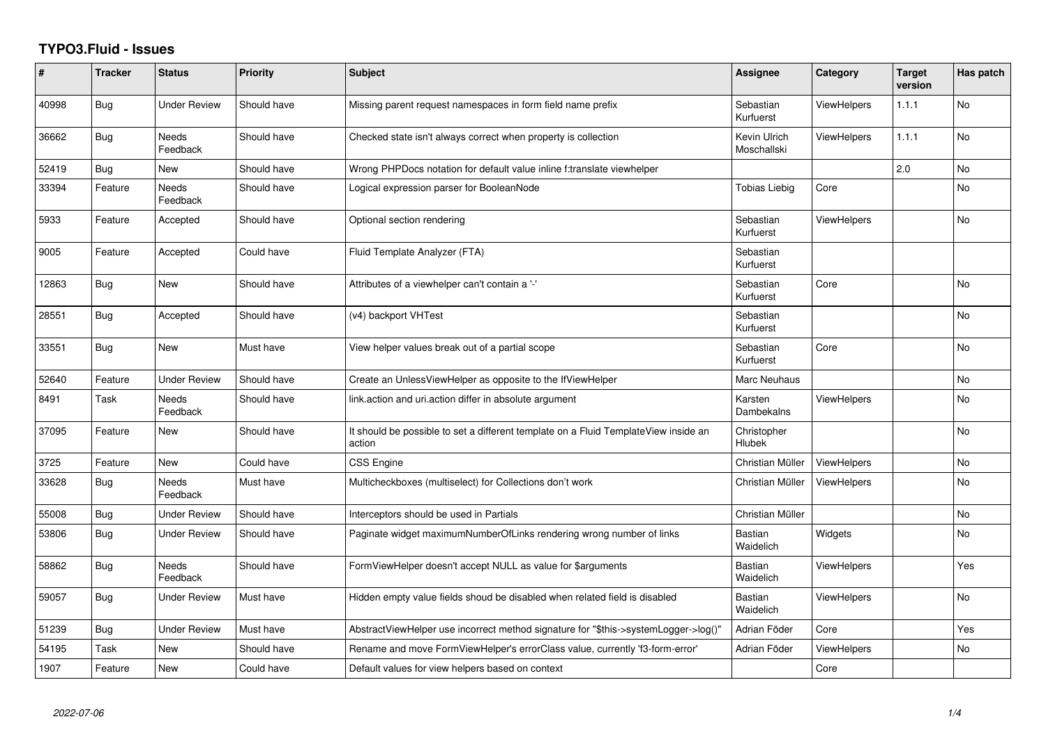# TYPO3.Fluid - Issues

| # | Tracker | Status | Priority | Subject | Assignee | Category | Target version | Has patch |
|---|---|---|---|---|---|---|---|---|
| 40998 | Bug | Under Review | Should have | Missing parent request namespaces in form field name prefix | Sebastian Kurfuerst | ViewHelpers | 1.1.1 | No |
| 36662 | Bug | Needs Feedback | Should have | Checked state isn't always correct when property is collection | Kevin Ulrich Moschallski | ViewHelpers | 1.1.1 | No |
| 52419 | Bug | New | Should have | Wrong PHPDocs notation for default value inline f:translate viewhelper | | | 2.0 | No |
| 33394 | Feature | Needs Feedback | Should have | Logical expression parser for BooleanNode | Tobias Liebig | Core | | No |
| 5933 | Feature | Accepted | Should have | Optional section rendering | Sebastian Kurfuerst | ViewHelpers | | No |
| 9005 | Feature | Accepted | Could have | Fluid Template Analyzer (FTA) | Sebastian Kurfuerst | | | |
| 12863 | Bug | New | Should have | Attributes of a viewhelper can't contain a '-' | Sebastian Kurfuerst | Core | | No |
| 28551 | Bug | Accepted | Should have | (v4) backport VHTest | Sebastian Kurfuerst | | | No |
| 33551 | Bug | New | Must have | View helper values break out of a partial scope | Sebastian Kurfuerst | Core | | No |
| 52640 | Feature | Under Review | Should have | Create an UnlessViewHelper as opposite to the IfViewHelper | Marc Neuhaus | | | No |
| 8491 | Task | Needs Feedback | Should have | link.action and uri.action differ in absolute argument | Karsten Dambekalns | ViewHelpers | | No |
| 37095 | Feature | New | Should have | It should be possible to set a different template on a Fluid TemplateView inside an action | Christopher Hlubek | | | No |
| 3725 | Feature | New | Could have | CSS Engine | Christian Müller | ViewHelpers | | No |
| 33628 | Bug | Needs Feedback | Must have | Multicheckboxes (multiselect) for Collections don't work | Christian Müller | ViewHelpers | | No |
| 55008 | Bug | Under Review | Should have | Interceptors should be used in Partials | Christian Müller | | | No |
| 53806 | Bug | Under Review | Should have | Paginate widget maximumNumberOfLinks rendering wrong number of links | Bastian Waidelich | Widgets | | No |
| 58862 | Bug | Needs Feedback | Should have | FormViewHelper doesn't accept NULL as value for $arguments | Bastian Waidelich | ViewHelpers | | Yes |
| 59057 | Bug | Under Review | Must have | Hidden empty value fields shoud be disabled when related field is disabled | Bastian Waidelich | ViewHelpers | | No |
| 51239 | Bug | Under Review | Must have | AbstractViewHelper use incorrect method signature for "$this->systemLogger->log()" | Adrian Föder | Core | | Yes |
| 54195 | Task | New | Should have | Rename and move FormViewHelper's errorClass value, currently 'f3-form-error' | Adrian Föder | ViewHelpers | | No |
| 1907 | Feature | New | Could have | Default values for view helpers based on context | | Core | | |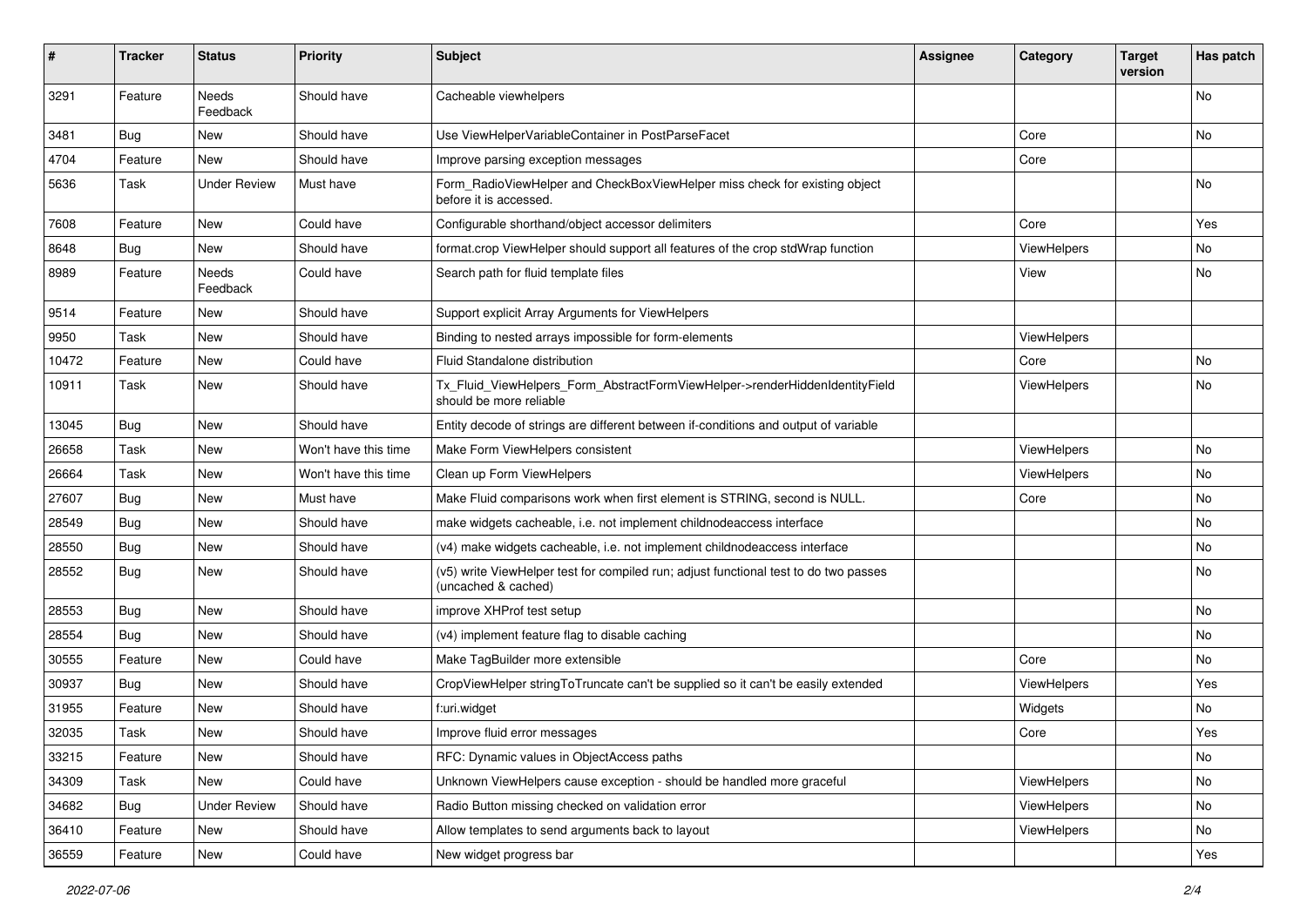| # | Tracker | Status | Priority | Subject | Assignee | Category | Target version | Has patch |
|---|---|---|---|---|---|---|---|---|
| 3291 | Feature | Needs Feedback | Should have | Cacheable viewhelpers | | | | No |
| 3481 | Bug | New | Should have | Use ViewHelperVariableContainer in PostParseFacet | | Core | | No |
| 4704 | Feature | New | Should have | Improve parsing exception messages | | Core | | |
| 5636 | Task | Under Review | Must have | Form_RadioViewHelper and CheckBoxViewHelper miss check for existing object before it is accessed. | | | | No |
| 7608 | Feature | New | Could have | Configurable shorthand/object accessor delimiters | | Core | | Yes |
| 8648 | Bug | New | Should have | format.crop ViewHelper should support all features of the crop stdWrap function | | ViewHelpers | | No |
| 8989 | Feature | Needs Feedback | Could have | Search path for fluid template files | | View | | No |
| 9514 | Feature | New | Should have | Support explicit Array Arguments for ViewHelpers | | | | |
| 9950 | Task | New | Should have | Binding to nested arrays impossible for form-elements | | ViewHelpers | | |
| 10472 | Feature | New | Could have | Fluid Standalone distribution | | Core | | No |
| 10911 | Task | New | Should have | Tx_Fluid_ViewHelpers_Form_AbstractFormViewHelper->renderHiddenIdentityField should be more reliable | | ViewHelpers | | No |
| 13045 | Bug | New | Should have | Entity decode of strings are different between if-conditions and output of variable | | | | |
| 26658 | Task | New | Won't have this time | Make Form ViewHelpers consistent | | ViewHelpers | | No |
| 26664 | Task | New | Won't have this time | Clean up Form ViewHelpers | | ViewHelpers | | No |
| 27607 | Bug | New | Must have | Make Fluid comparisons work when first element is STRING, second is NULL. | | Core | | No |
| 28549 | Bug | New | Should have | make widgets cacheable, i.e. not implement childnodeaccess interface | | | | No |
| 28550 | Bug | New | Should have | (v4) make widgets cacheable, i.e. not implement childnodeaccess interface | | | | No |
| 28552 | Bug | New | Should have | (v5) write ViewHelper test for compiled run; adjust functional test to do two passes (uncached & cached) | | | | No |
| 28553 | Bug | New | Should have | improve XHProf test setup | | | | No |
| 28554 | Bug | New | Should have | (v4) implement feature flag to disable caching | | | | No |
| 30555 | Feature | New | Could have | Make TagBuilder more extensible | | Core | | No |
| 30937 | Bug | New | Should have | CropViewHelper stringToTruncate can't be supplied so it can't be easily extended | | ViewHelpers | | Yes |
| 31955 | Feature | New | Should have | f:uri.widget | | Widgets | | No |
| 32035 | Task | New | Should have | Improve fluid error messages | | Core | | Yes |
| 33215 | Feature | New | Should have | RFC: Dynamic values in ObjectAccess paths | | | | No |
| 34309 | Task | New | Could have | Unknown ViewHelpers cause exception - should be handled more graceful | | ViewHelpers | | No |
| 34682 | Bug | Under Review | Should have | Radio Button missing checked on validation error | | ViewHelpers | | No |
| 36410 | Feature | New | Should have | Allow templates to send arguments back to layout | | ViewHelpers | | No |
| 36559 | Feature | New | Could have | New widget progress bar | | | | Yes |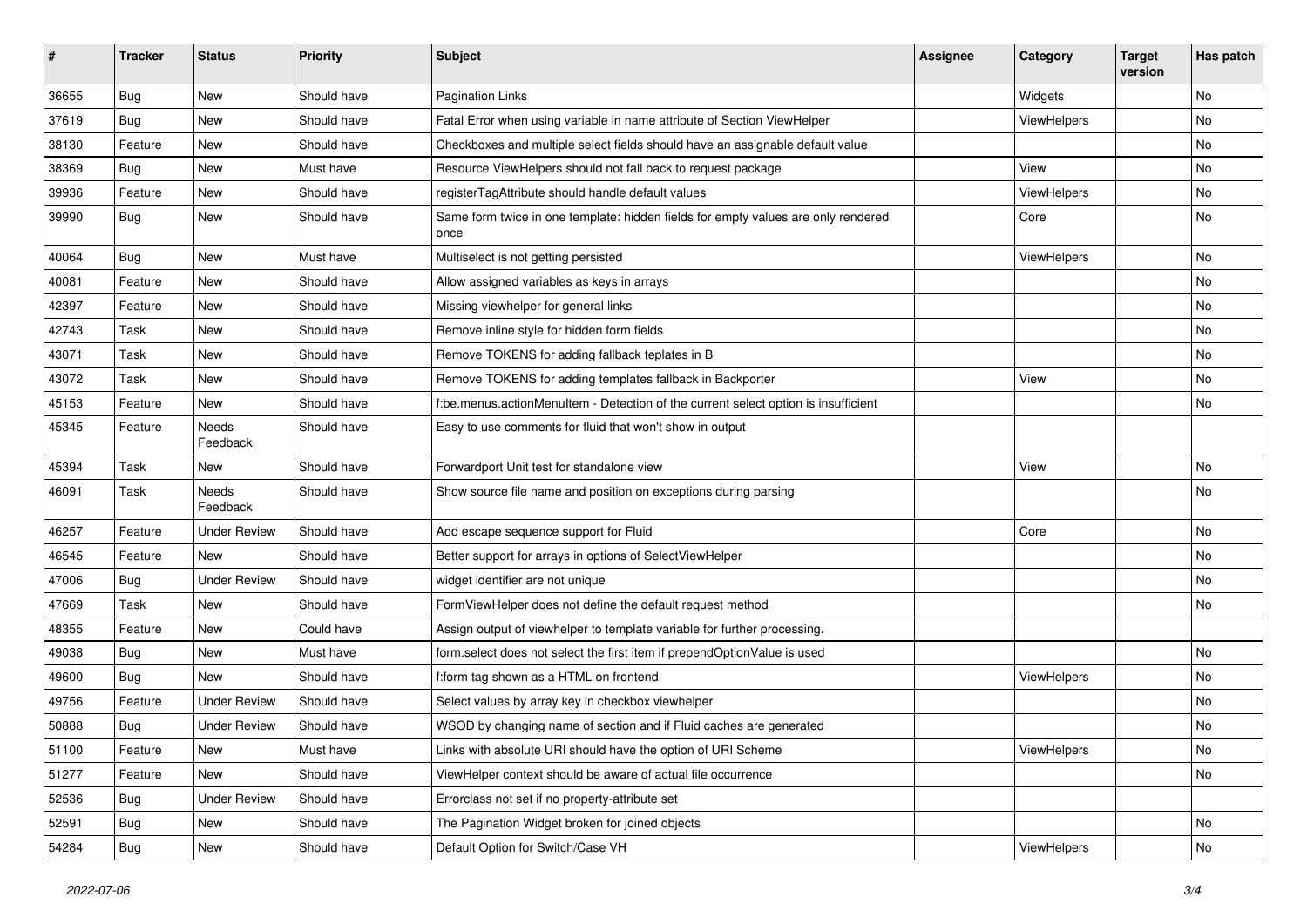| # | Tracker | Status | Priority | Subject | Assignee | Category | Target version | Has patch |
|---|---|---|---|---|---|---|---|---|
| 36655 | Bug | New | Should have | Pagination Links | | Widgets | | No |
| 37619 | Bug | New | Should have | Fatal Error when using variable in name attribute of Section ViewHelper | | ViewHelpers | | No |
| 38130 | Feature | New | Should have | Checkboxes and multiple select fields should have an assignable default value | | | | No |
| 38369 | Bug | New | Must have | Resource ViewHelpers should not fall back to request package | | View | | No |
| 39936 | Feature | New | Should have | registerTagAttribute should handle default values | | ViewHelpers | | No |
| 39990 | Bug | New | Should have | Same form twice in one template: hidden fields for empty values are only rendered once | | Core | | No |
| 40064 | Bug | New | Must have | Multiselect is not getting persisted | | ViewHelpers | | No |
| 40081 | Feature | New | Should have | Allow assigned variables as keys in arrays | | | | No |
| 42397 | Feature | New | Should have | Missing viewhelper for general links | | | | No |
| 42743 | Task | New | Should have | Remove inline style for hidden form fields | | | | No |
| 43071 | Task | New | Should have | Remove TOKENS for adding fallback teplates in B | | | | No |
| 43072 | Task | New | Should have | Remove TOKENS for adding templates fallback in Backporter | | View | | No |
| 45153 | Feature | New | Should have | f:be.menus.actionMenuItem - Detection of the current select option is insufficient | | | | No |
| 45345 | Feature | Needs Feedback | Should have | Easy to use comments for fluid that won't show in output | | | | |
| 45394 | Task | New | Should have | Forwardport Unit test for standalone view | | View | | No |
| 46091 | Task | Needs Feedback | Should have | Show source file name and position on exceptions during parsing | | | | No |
| 46257 | Feature | Under Review | Should have | Add escape sequence support for Fluid | | Core | | No |
| 46545 | Feature | New | Should have | Better support for arrays in options of SelectViewHelper | | | | No |
| 47006 | Bug | Under Review | Should have | widget identifier are not unique | | | | No |
| 47669 | Task | New | Should have | FormViewHelper does not define the default request method | | | | No |
| 48355 | Feature | New | Could have | Assign output of viewhelper to template variable for further processing. | | | | |
| 49038 | Bug | New | Must have | form.select does not select the first item if prependOptionValue is used | | | | No |
| 49600 | Bug | New | Should have | f:form tag shown as a HTML on frontend | | ViewHelpers | | No |
| 49756 | Feature | Under Review | Should have | Select values by array key in checkbox viewhelper | | | | No |
| 50888 | Bug | Under Review | Should have | WSOD by changing name of section and if Fluid caches are generated | | | | No |
| 51100 | Feature | New | Must have | Links with absolute URI should have the option of URI Scheme | | ViewHelpers | | No |
| 51277 | Feature | New | Should have | ViewHelper context should be aware of actual file occurrence | | | | No |
| 52536 | Bug | Under Review | Should have | Errorclass not set if no property-attribute set | | | | |
| 52591 | Bug | New | Should have | The Pagination Widget broken for joined objects | | | | No |
| 54284 | Bug | New | Should have | Default Option for Switch/Case VH | | ViewHelpers | | No |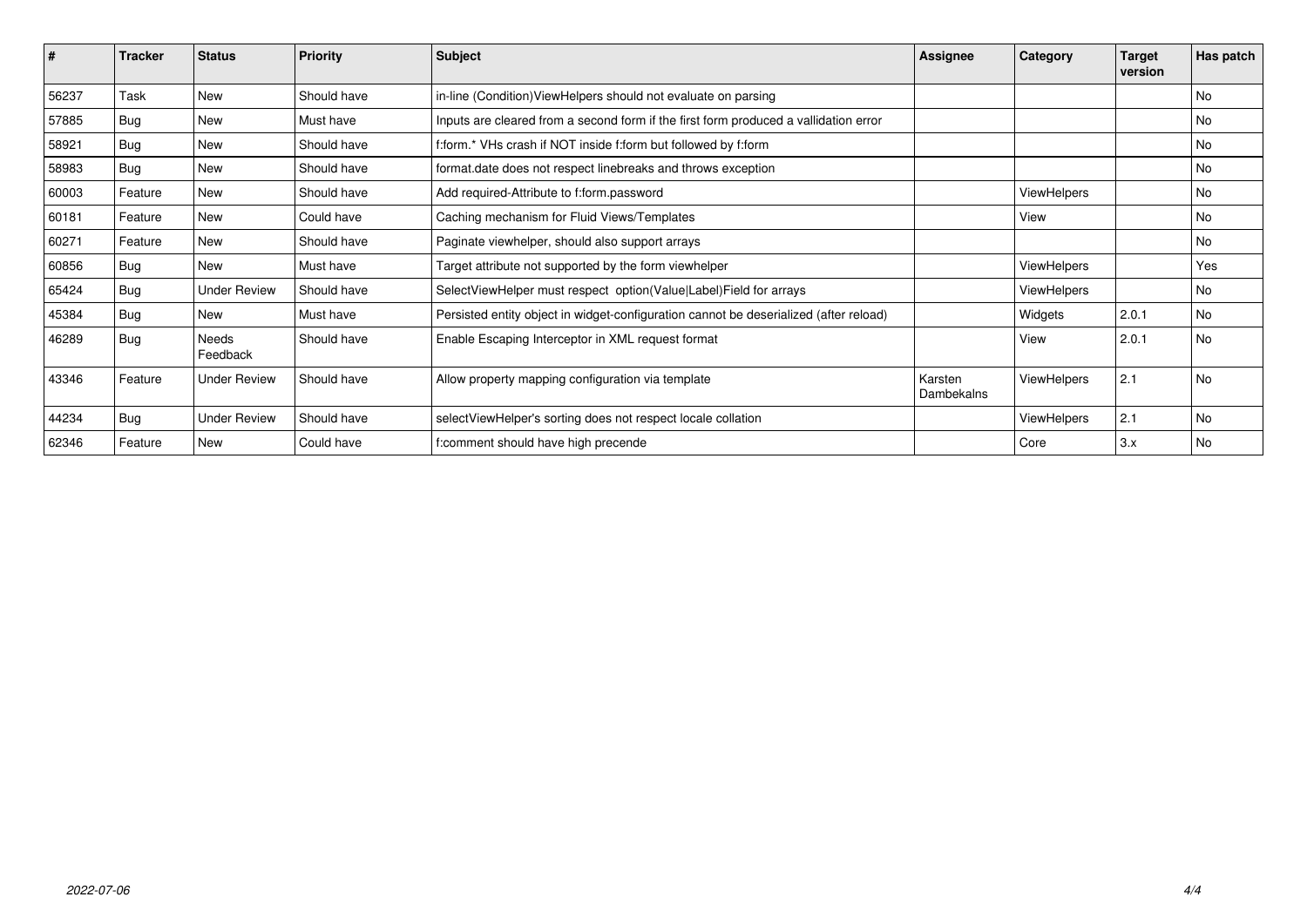| # | Tracker | Status | Priority | Subject | Assignee | Category | Target version | Has patch |
|---|---|---|---|---|---|---|---|---|
| 56237 | Task | New | Should have | in-line (Condition)ViewHelpers should not evaluate on parsing | | | | No |
| 57885 | Bug | New | Must have | Inputs are cleared from a second form if the first form produced a vallidation error | | | | No |
| 58921 | Bug | New | Should have | f:form.* VHs crash if NOT inside f:form but followed by f:form | | | | No |
| 58983 | Bug | New | Should have | format.date does not respect linebreaks and throws exception | | | | No |
| 60003 | Feature | New | Should have | Add required-Attribute to f:form.password | | ViewHelpers | | No |
| 60181 | Feature | New | Could have | Caching mechanism for Fluid Views/Templates | | View | | No |
| 60271 | Feature | New | Should have | Paginate viewhelper, should also support arrays | | | | No |
| 60856 | Bug | New | Must have | Target attribute not supported by the form viewhelper | | ViewHelpers | | Yes |
| 65424 | Bug | Under Review | Should have | SelectViewHelper must respect option(Value\|Label)Field for arrays | | ViewHelpers | | No |
| 45384 | Bug | New | Must have | Persisted entity object in widget-configuration cannot be deserialized (after reload) | | Widgets | 2.0.1 | No |
| 46289 | Bug | Needs Feedback | Should have | Enable Escaping Interceptor in XML request format | | View | 2.0.1 | No |
| 43346 | Feature | Under Review | Should have | Allow property mapping configuration via template | Karsten Dambekalns | ViewHelpers | 2.1 | No |
| 44234 | Bug | Under Review | Should have | selectViewHelper's sorting does not respect locale collation | | ViewHelpers | 2.1 | No |
| 62346 | Feature | New | Could have | f:comment should have high precende | | Core | 3.x | No |

*2022-07-06*